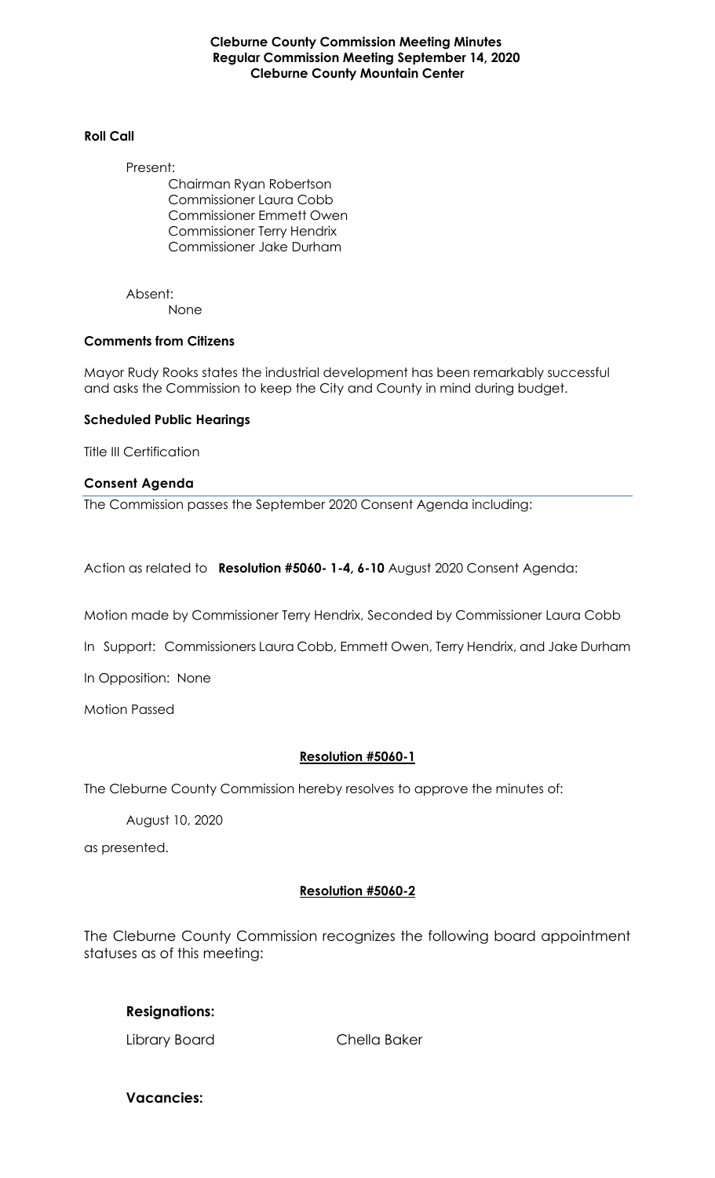**Cleburne County Commission Meeting Minutes**
**Regular Commission Meeting September 14, 2020**
**Cleburne County Mountain Center**

**Roll Call**

Present:

Chairman Ryan Robertson
Commissioner Laura Cobb
Commissioner Emmett Owen
Commissioner Terry Hendrix
Commissioner Jake Durham

Absent:

None

**Comments from Citizens**

Mayor Rudy Rooks states the industrial development has been remarkably successful and asks the Commission to keep the City and County in mind during budget.

**Scheduled Public Hearings**

Title III Certification

**Consent Agenda**

The Commission passes the September 2020 Consent Agenda including:

Action as related to **Resolution #5060- 1-4, 6-10** August 2020 Consent Agenda:

Motion made by Commissioner Terry Hendrix, Seconded by Commissioner Laura Cobb

In Support: Commissioners Laura Cobb, Emmett Owen, Terry Hendrix, and Jake Durham

In Opposition: None

Motion Passed

**Resolution #5060-1**

The Cleburne County Commission hereby resolves to approve the minutes of:

August 10, 2020

as presented.

**Resolution #5060-2**

The Cleburne County Commission recognizes the following board appointment statuses as of this meeting:

**Resignations:**

Library Board Chella Baker

**Vacancies:**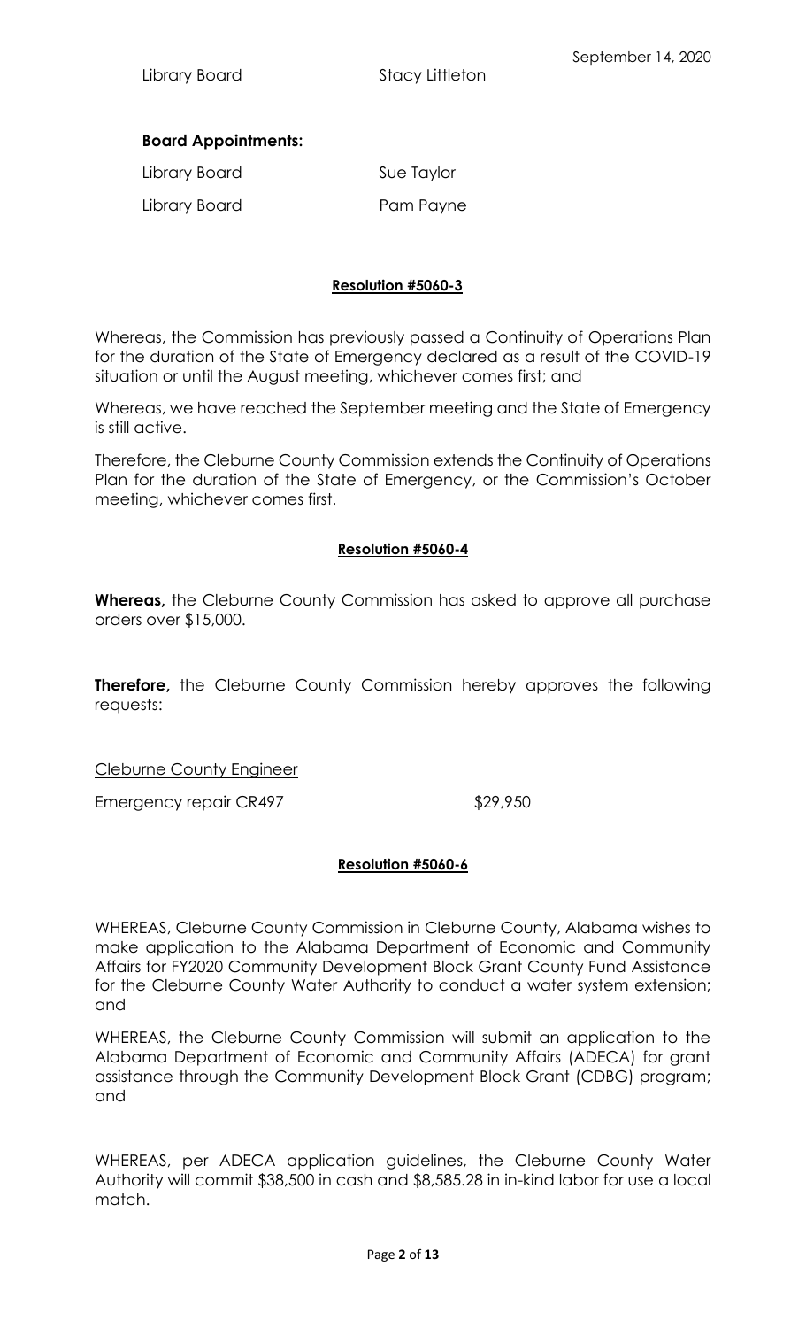Library Board Stacy Littleton

**Board Appointments:**

Library Board Sue Taylor

Library Board Pam Payne

**Resolution #5060-3**

Whereas, the Commission has previously passed a Continuity of Operations Plan for the duration of the State of Emergency declared as a result of the COVID-19 situation or until the August meeting, whichever comes first; and

Whereas, we have reached the September meeting and the State of Emergency is still active.

Therefore, the Cleburne County Commission extends the Continuity of Operations Plan for the duration of the State of Emergency, or the Commission's October meeting, whichever comes first.

**Resolution #5060-4**

**Whereas,** the Cleburne County Commission has asked to approve all purchase orders over $15,000.

**Therefore,** the Cleburne County Commission hereby approves the following requests:

Cleburne County Engineer

Emergency repair CR497 $29,950

**Resolution #5060-6**

WHEREAS, Cleburne County Commission in Cleburne County, Alabama wishes to make application to the Alabama Department of Economic and Community Affairs for FY2020 Community Development Block Grant County Fund Assistance for the Cleburne County Water Authority to conduct a water system extension; and

WHEREAS, the Cleburne County Commission will submit an application to the Alabama Department of Economic and Community Affairs (ADECA) for grant assistance through the Community Development Block Grant (CDBG) program; and

WHEREAS, per ADECA application guidelines, the Cleburne County Water Authority will commit $38,500 in cash and $8,585.28 in in-kind labor for use a local match.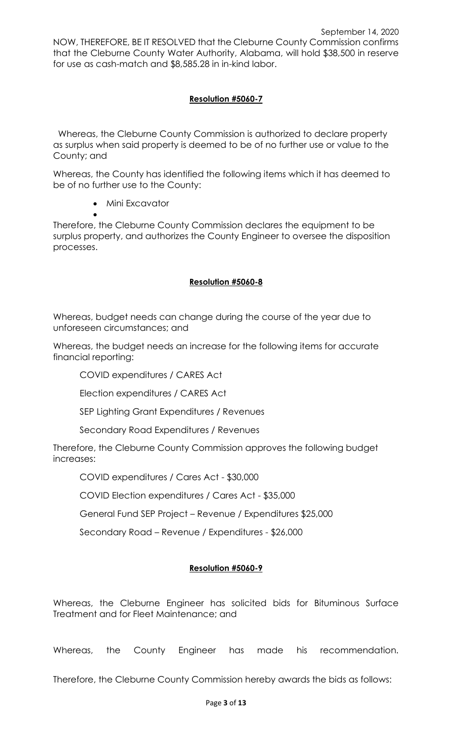September 14, 2020

NOW, THEREFORE, BE IT RESOLVED that the Cleburne County Commission confirms that the Cleburne County Water Authority, Alabama, will hold $38,500 in reserve for use as cash-match and $8,585.28 in in-kind labor.

**Resolution #5060-7**

Whereas, the Cleburne County Commission is authorized to declare property as surplus when said property is deemed to be of no further use or value to the County; and

Whereas, the County has identified the following items which it has deemed to be of no further use to the County:

- Mini Excavator

Therefore, the Cleburne County Commission declares the equipment to be surplus property, and authorizes the County Engineer to oversee the disposition processes.

**Resolution #5060-8**

Whereas, budget needs can change during the course of the year due to unforeseen circumstances; and

Whereas, the budget needs an increase for the following items for accurate financial reporting:

COVID expenditures / CARES Act

Election expenditures / CARES Act

SEP Lighting Grant Expenditures / Revenues

Secondary Road Expenditures / Revenues

Therefore, the Cleburne County Commission approves the following budget increases:

COVID expenditures / Cares Act - $30,000

COVID Election expenditures / Cares Act - $35,000

General Fund SEP Project – Revenue / Expenditures $25,000

Secondary Road – Revenue / Expenditures - $26,000

**Resolution #5060-9**

Whereas, the Cleburne Engineer has solicited bids for Bituminous Surface Treatment and for Fleet Maintenance; and

Whereas, the County Engineer has made his recommendation.

Therefore, the Cleburne County Commission hereby awards the bids as follows: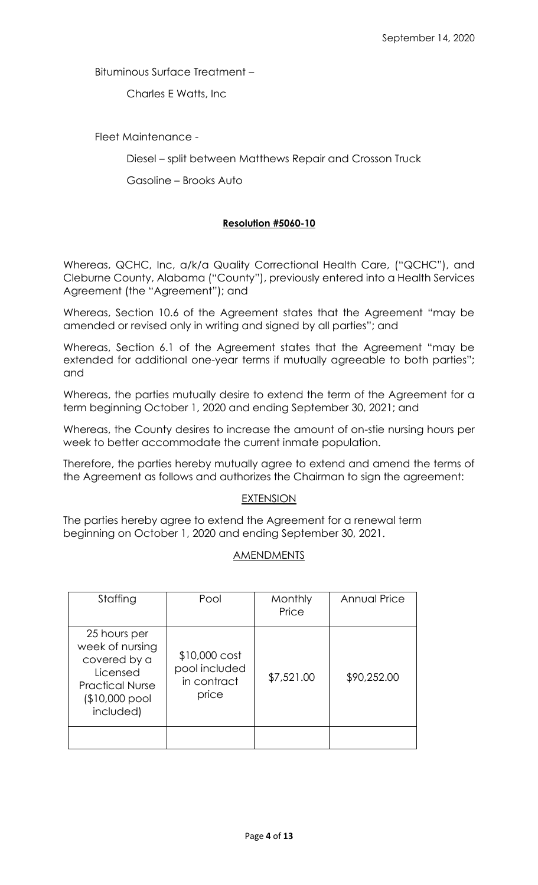September 14, 2020

Bituminous Surface Treatment –

Charles E Watts, Inc

Fleet Maintenance -

Diesel – split between Matthews Repair and Crosson Truck

Gasoline – Brooks Auto

**Resolution #5060-10**

Whereas, QCHC, Inc, a/k/a Quality Correctional Health Care, ("QCHC"), and Cleburne County, Alabama ("County"), previously entered into a Health Services Agreement (the "Agreement"); and

Whereas, Section 10.6 of the Agreement states that the Agreement "may be amended or revised only in writing and signed by all parties"; and

Whereas, Section 6.1 of the Agreement states that the Agreement "may be extended for additional one-year terms if mutually agreeable to both parties"; and

Whereas, the parties mutually desire to extend the term of the Agreement for a term beginning October 1, 2020 and ending September 30, 2021; and

Whereas, the County desires to increase the amount of on-stie nursing hours per week to better accommodate the current inmate population.

Therefore, the parties hereby mutually agree to extend and amend the terms of the Agreement as follows and authorizes the Chairman to sign the agreement:

EXTENSION

The parties hereby agree to extend the Agreement for a renewal term beginning on October 1, 2020 and ending September 30, 2021.

AMENDMENTS

| Staffing | Pool | Monthly Price | Annual Price |
|---|---|---|---|
| 25 hours per week of nursing covered by a Licensed Practical Nurse ($10,000 pool included) | $10,000 cost pool included in contract price | $7,521.00 | $90,252.00 |
| | | | |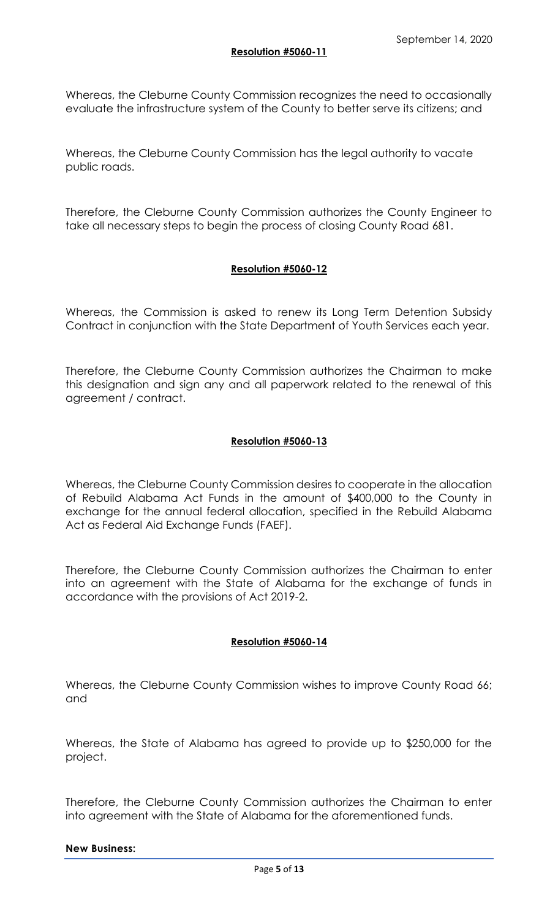September 14, 2020

**Resolution #5060-11**

Whereas, the Cleburne County Commission recognizes the need to occasionally evaluate the infrastructure system of the County to better serve its citizens; and

Whereas, the Cleburne County Commission has the legal authority to vacate public roads.

Therefore, the Cleburne County Commission authorizes the County Engineer to take all necessary steps to begin the process of closing County Road 681.

**Resolution #5060-12**

Whereas, the Commission is asked to renew its Long Term Detention Subsidy Contract in conjunction with the State Department of Youth Services each year.

Therefore, the Cleburne County Commission authorizes the Chairman to make this designation and sign any and all paperwork related to the renewal of this agreement / contract.

**Resolution #5060-13**

Whereas, the Cleburne County Commission desires to cooperate in the allocation of Rebuild Alabama Act Funds in the amount of $400,000 to the County in exchange for the annual federal allocation, specified in the Rebuild Alabama Act as Federal Aid Exchange Funds (FAEF).

Therefore, the Cleburne County Commission authorizes the Chairman to enter into an agreement with the State of Alabama for the exchange of funds in accordance with the provisions of Act 2019-2.

**Resolution #5060-14**

Whereas, the Cleburne County Commission wishes to improve County Road 66; and

Whereas, the State of Alabama has agreed to provide up to $250,000 for the project.

Therefore, the Cleburne County Commission authorizes the Chairman to enter into agreement with the State of Alabama for the aforementioned funds.

**New Business:**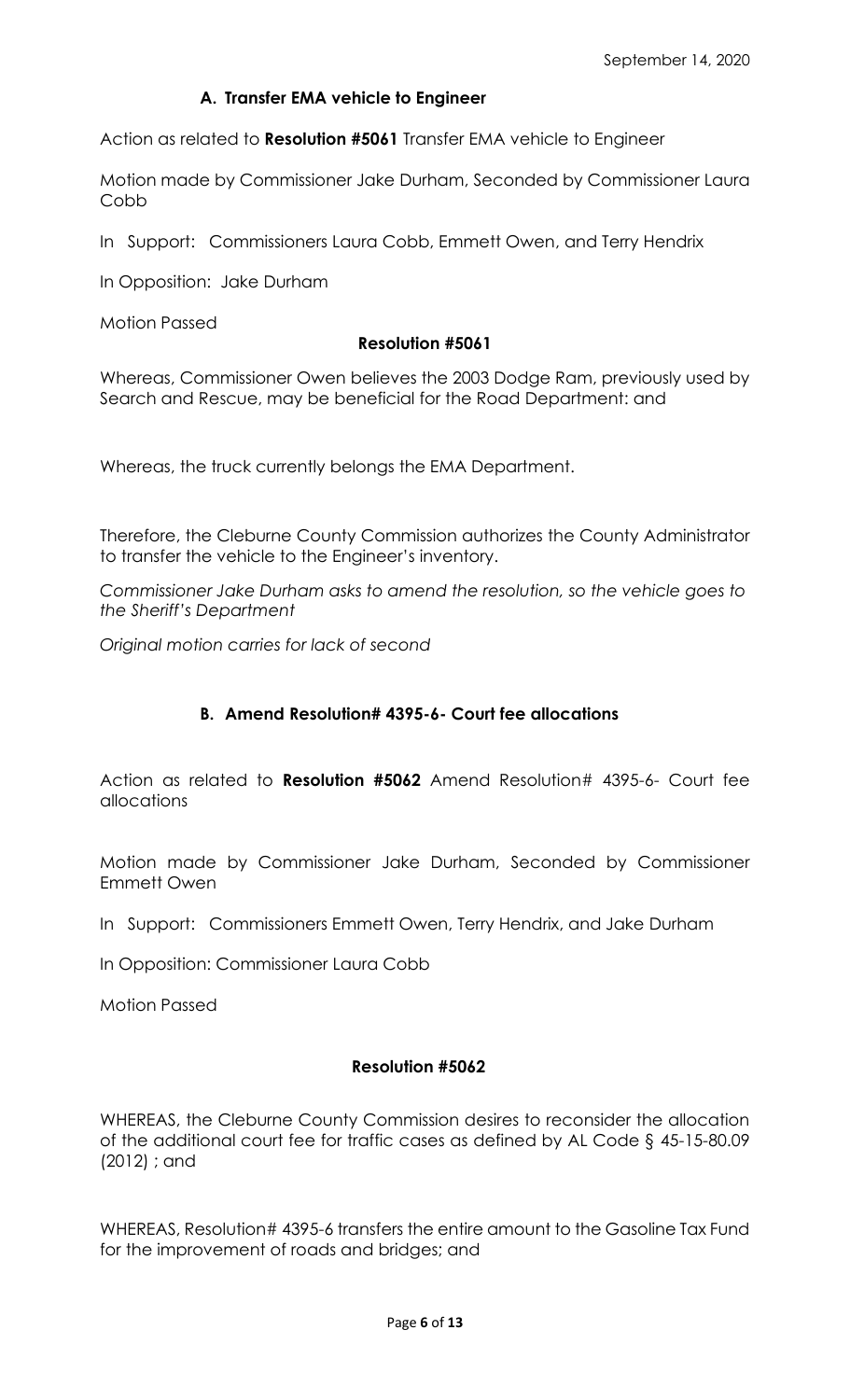September 14, 2020

### A. Transfer EMA vehicle to Engineer

Action as related to **Resolution #5061** Transfer EMA vehicle to Engineer

Motion made by Commissioner Jake Durham, Seconded by Commissioner Laura Cobb

In Support: Commissioners Laura Cobb, Emmett Owen, and Terry Hendrix

In Opposition: Jake Durham

Motion Passed

**Resolution #5061**

Whereas, Commissioner Owen believes the 2003 Dodge Ram, previously used by Search and Rescue, may be beneficial for the Road Department: and

Whereas, the truck currently belongs the EMA Department.

Therefore, the Cleburne County Commission authorizes the County Administrator to transfer the vehicle to the Engineer's inventory.

*Commissioner Jake Durham asks to amend the resolution, so the vehicle goes to the Sheriff's Department*

*Original motion carries for lack of second*

### B. Amend Resolution# 4395-6- Court fee allocations

Action as related to **Resolution #5062** Amend Resolution# 4395-6- Court fee allocations

Motion made by Commissioner Jake Durham, Seconded by Commissioner Emmett Owen

In Support: Commissioners Emmett Owen, Terry Hendrix, and Jake Durham

In Opposition: Commissioner Laura Cobb

Motion Passed

**Resolution #5062**

WHEREAS, the Cleburne County Commission desires to reconsider the allocation of the additional court fee for traffic cases as defined by AL Code § 45-15-80.09 (2012) ; and

WHEREAS, Resolution# 4395-6 transfers the entire amount to the Gasoline Tax Fund for the improvement of roads and bridges; and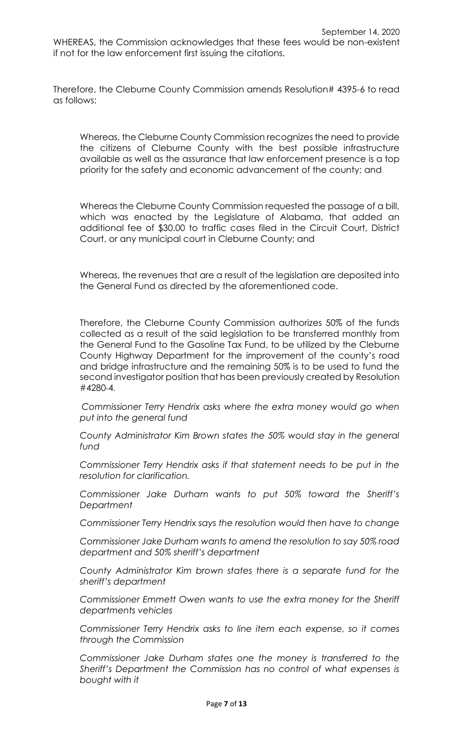WHEREAS, the Commission acknowledges that these fees would be non-existent if not for the law enforcement first issuing the citations.

Therefore, the Cleburne County Commission amends Resolution# 4395-6 to read as follows:

> Whereas, the Cleburne County Commission recognizes the need to provide the citizens of Cleburne County with the best possible infrastructure available as well as the assurance that law enforcement presence is a top priority for the safety and economic advancement of the county; and
>
> Whereas the Cleburne County Commission requested the passage of a bill, which was enacted by the Legislature of Alabama, that added an additional fee of $30.00 to traffic cases filed in the Circuit Court, District Court, or any municipal court in Cleburne County; and
>
> Whereas, the revenues that are a result of the legislation are deposited into the General Fund as directed by the aforementioned code.
>
> Therefore, the Cleburne County Commission authorizes 50% of the funds collected as a result of the said legislation to be transferred monthly from the General Fund to the Gasoline Tax Fund, to be utilized by the Cleburne County Highway Department for the improvement of the county's road and bridge infrastructure and the remaining 50% is to be used to fund the second investigator position that has been previously created by Resolution #4280-4.
>
> *Commissioner Terry Hendrix asks where the extra money would go when put into the general fund*
>
> *County Administrator Kim Brown states the 50% would stay in the general fund*
>
> *Commissioner Terry Hendrix asks if that statement needs to be put in the resolution for clarification.*
>
> *Commissioner Jake Durham wants to put 50% toward the Sheriff's Department*
>
> *Commissioner Terry Hendrix says the resolution would then have to change*
>
> *Commissioner Jake Durham wants to amend the resolution to say 50% road department and 50% sheriff's department*
>
> *County Administrator Kim brown states there is a separate fund for the sheriff's department*
>
> *Commissioner Emmett Owen wants to use the extra money for the Sheriff departments vehicles*
>
> *Commissioner Terry Hendrix asks to line item each expense, so it comes through the Commission*
>
> *Commissioner Jake Durham states one the money is transferred to the Sheriff's Department the Commission has no control of what expenses is bought with it*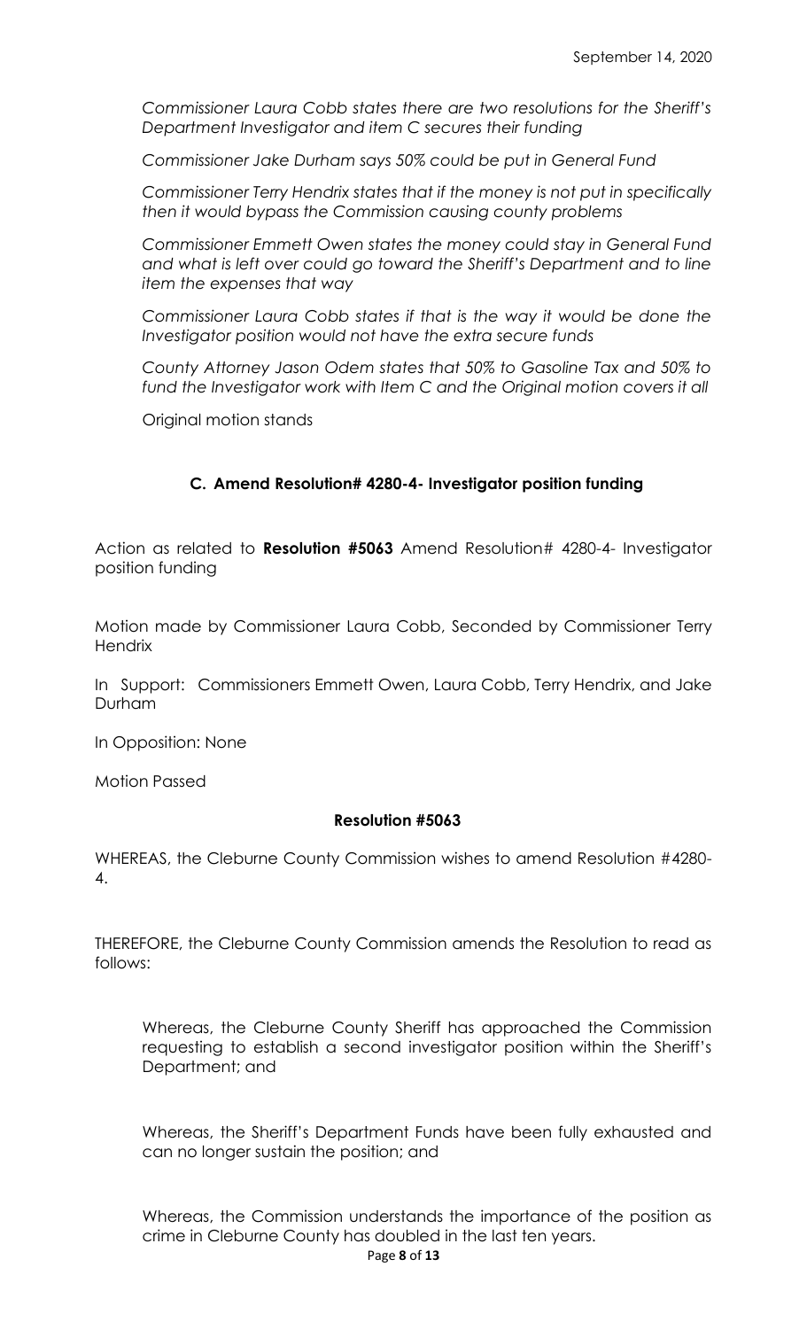*Commissioner Laura Cobb states there are two resolutions for the Sheriff's Department Investigator and item C secures their funding*

*Commissioner Jake Durham says 50% could be put in General Fund*

*Commissioner Terry Hendrix states that if the money is not put in specifically then it would bypass the Commission causing county problems*

*Commissioner Emmett Owen states the money could stay in General Fund and what is left over could go toward the Sheriff's Department and to line item the expenses that way*

*Commissioner Laura Cobb states if that is the way it would be done the Investigator position would not have the extra secure funds*

*County Attorney Jason Odem states that 50% to Gasoline Tax and 50% to fund the Investigator work with Item C and the Original motion covers it all*

Original motion stands

**C. Amend Resolution# 4280-4- Investigator position funding**

Action as related to **Resolution #5063** Amend Resolution# 4280-4- Investigator position funding

Motion made by Commissioner Laura Cobb, Seconded by Commissioner Terry Hendrix

In Support: Commissioners Emmett Owen, Laura Cobb, Terry Hendrix, and Jake Durham

In Opposition: None

Motion Passed

**Resolution #5063**

WHEREAS, the Cleburne County Commission wishes to amend Resolution #4280-4.

THEREFORE, the Cleburne County Commission amends the Resolution to read as follows:

> Whereas, the Cleburne County Sheriff has approached the Commission requesting to establish a second investigator position within the Sheriff's Department; and
>
> Whereas, the Sheriff's Department Funds have been fully exhausted and can no longer sustain the position; and
>
> Whereas, the Commission understands the importance of the position as crime in Cleburne County has doubled in the last ten years.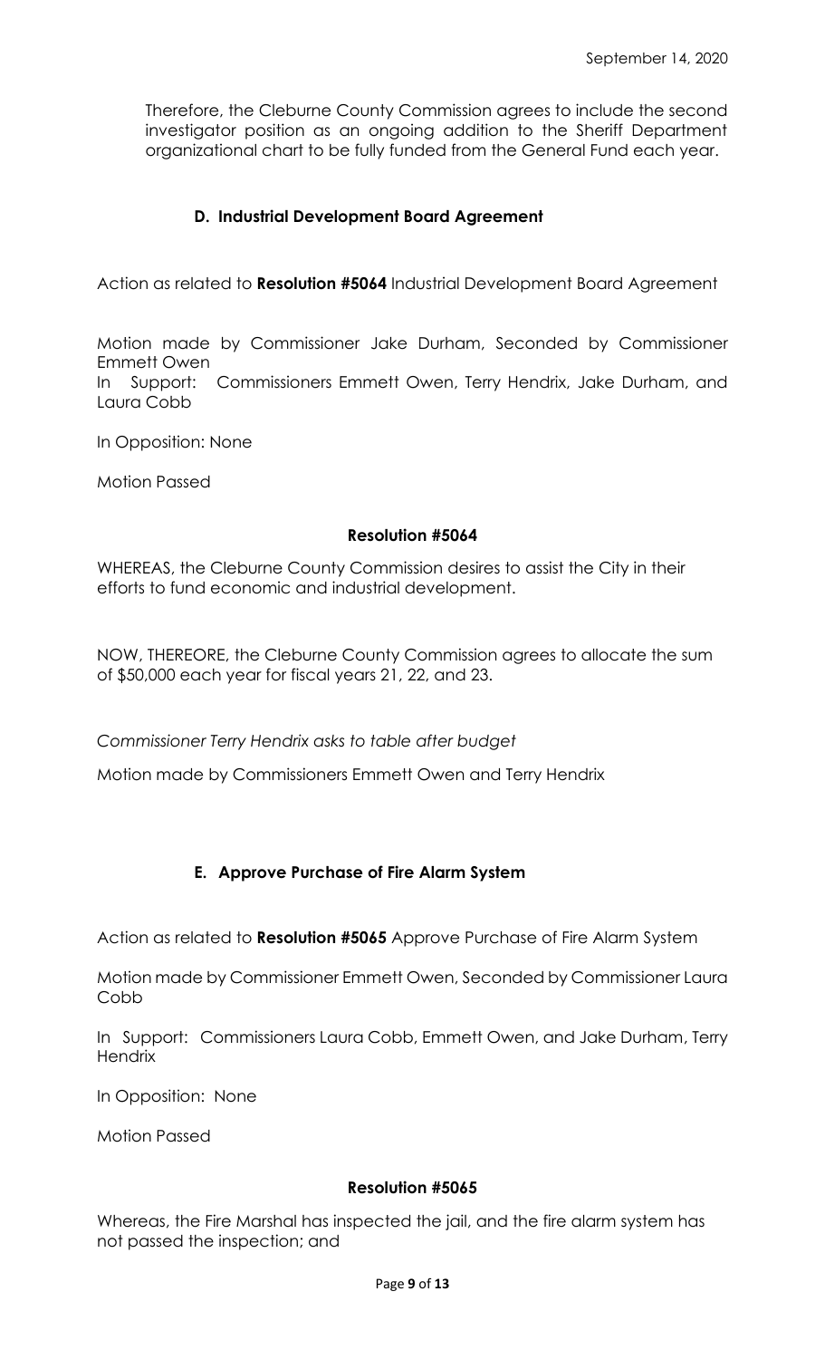Therefore, the Cleburne County Commission agrees to include the second investigator position as an ongoing addition to the Sheriff Department organizational chart to be fully funded from the General Fund each year.

### D. Industrial Development Board Agreement

Action as related to **Resolution #5064** Industrial Development Board Agreement

Motion made by Commissioner Jake Durham, Seconded by Commissioner Emmett Owen
In Support: Commissioners Emmett Owen, Terry Hendrix, Jake Durham, and Laura Cobb

In Opposition: None

Motion Passed

**Resolution #5064**

WHEREAS, the Cleburne County Commission desires to assist the City in their efforts to fund economic and industrial development.

NOW, THEREORE, the Cleburne County Commission agrees to allocate the sum of $50,000 each year for fiscal years 21, 22, and 23.

*Commissioner Terry Hendrix asks to table after budget*

Motion made by Commissioners Emmett Owen and Terry Hendrix

### E. Approve Purchase of Fire Alarm System

Action as related to **Resolution #5065** Approve Purchase of Fire Alarm System

Motion made by Commissioner Emmett Owen, Seconded by Commissioner Laura Cobb

In Support: Commissioners Laura Cobb, Emmett Owen, and Jake Durham, Terry Hendrix

In Opposition: None

Motion Passed

**Resolution #5065**

Whereas, the Fire Marshal has inspected the jail, and the fire alarm system has not passed the inspection; and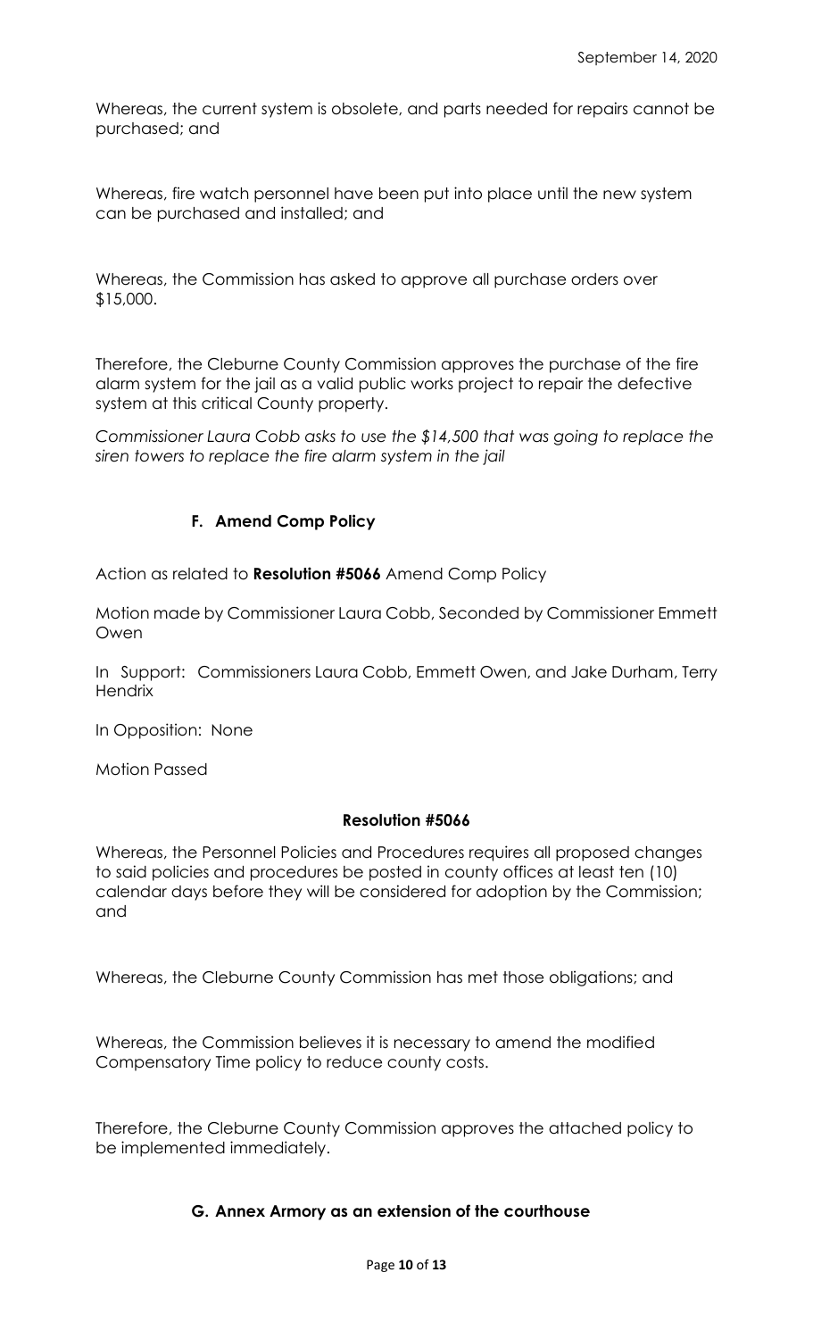Whereas, the current system is obsolete, and parts needed for repairs cannot be purchased; and

Whereas, fire watch personnel have been put into place until the new system can be purchased and installed; and

Whereas, the Commission has asked to approve all purchase orders over $15,000.

Therefore, the Cleburne County Commission approves the purchase of the fire alarm system for the jail as a valid public works project to repair the defective system at this critical County property.

*Commissioner Laura Cobb asks to use the $14,500 that was going to replace the siren towers to replace the fire alarm system in the jail*

### F. Amend Comp Policy

Action as related to **Resolution #5066** Amend Comp Policy

Motion made by Commissioner Laura Cobb, Seconded by Commissioner Emmett Owen

In Support: Commissioners Laura Cobb, Emmett Owen, and Jake Durham, Terry Hendrix

In Opposition: None

Motion Passed

**Resolution #5066**

Whereas, the Personnel Policies and Procedures requires all proposed changes to said policies and procedures be posted in county offices at least ten (10) calendar days before they will be considered for adoption by the Commission; and

Whereas, the Cleburne County Commission has met those obligations; and

Whereas, the Commission believes it is necessary to amend the modified Compensatory Time policy to reduce county costs.

Therefore, the Cleburne County Commission approves the attached policy to be implemented immediately.

### G. Annex Armory as an extension of the courthouse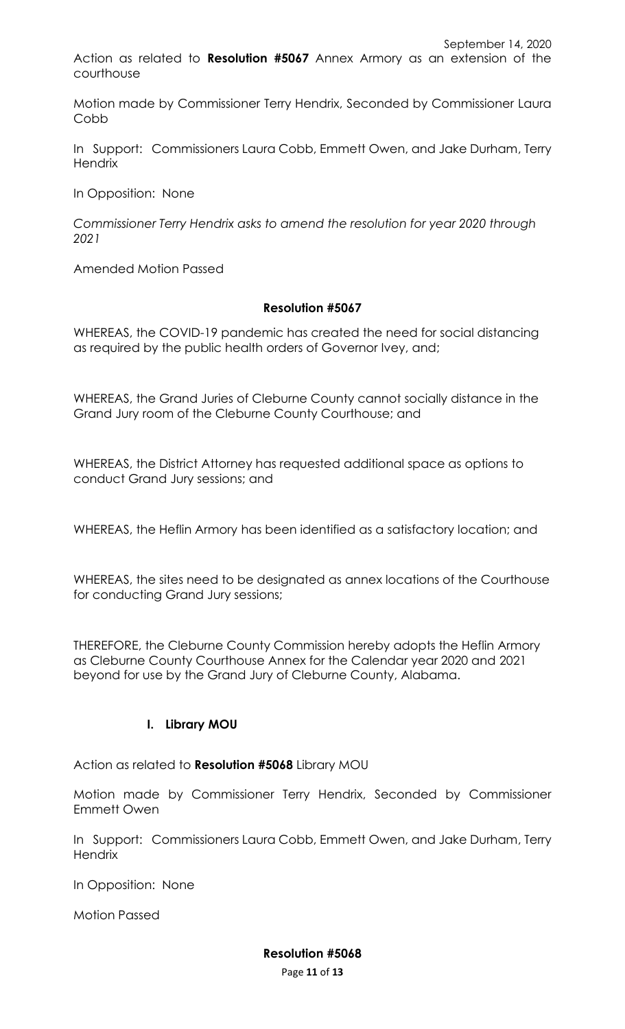September 14, 2020

Action as related to **Resolution #5067** Annex Armory as an extension of the courthouse

Motion made by Commissioner Terry Hendrix, Seconded by Commissioner Laura Cobb

In Support: Commissioners Laura Cobb, Emmett Owen, and Jake Durham, Terry Hendrix

In Opposition: None

*Commissioner Terry Hendrix asks to amend the resolution for year 2020 through 2021*

Amended Motion Passed

**Resolution #5067**

WHEREAS, the COVID-19 pandemic has created the need for social distancing as required by the public health orders of Governor Ivey, and;

WHEREAS, the Grand Juries of Cleburne County cannot socially distance in the Grand Jury room of the Cleburne County Courthouse; and

WHEREAS, the District Attorney has requested additional space as options to conduct Grand Jury sessions; and

WHEREAS, the Heflin Armory has been identified as a satisfactory location; and

WHEREAS, the sites need to be designated as annex locations of the Courthouse for conducting Grand Jury sessions;

THEREFORE, the Cleburne County Commission hereby adopts the Heflin Armory as Cleburne County Courthouse Annex for the Calendar year 2020 and 2021 beyond for use by the Grand Jury of Cleburne County, Alabama.

**I. Library MOU**

Action as related to **Resolution #5068** Library MOU

Motion made by Commissioner Terry Hendrix, Seconded by Commissioner Emmett Owen

In Support: Commissioners Laura Cobb, Emmett Owen, and Jake Durham, Terry Hendrix

In Opposition: None

Motion Passed

**Resolution #5068**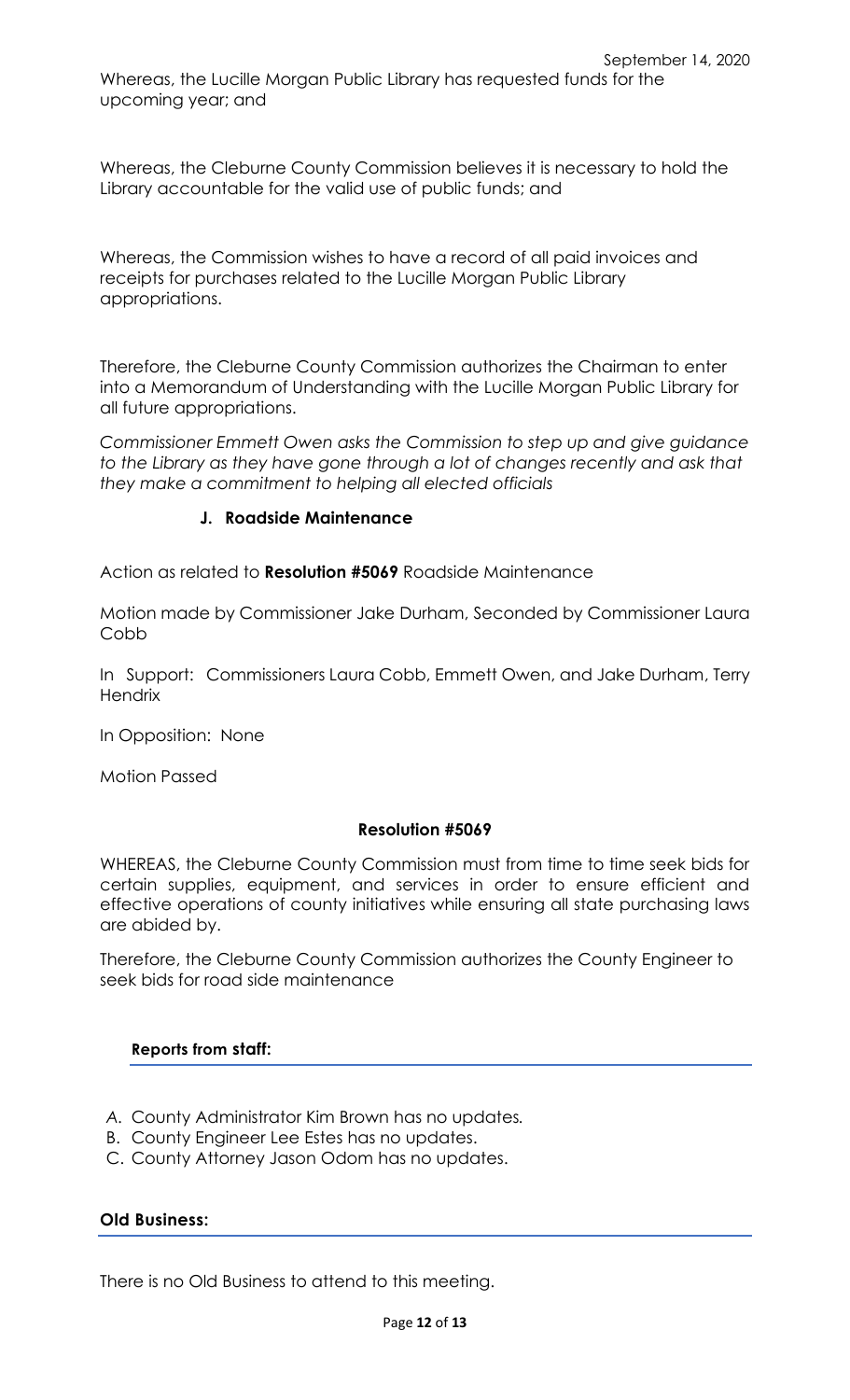Whereas, the Lucille Morgan Public Library has requested funds for the upcoming year; and

Whereas, the Cleburne County Commission believes it is necessary to hold the Library accountable for the valid use of public funds; and

Whereas, the Commission wishes to have a record of all paid invoices and receipts for purchases related to the Lucille Morgan Public Library appropriations.

Therefore, the Cleburne County Commission authorizes the Chairman to enter into a Memorandum of Understanding with the Lucille Morgan Public Library for all future appropriations.

*Commissioner Emmett Owen asks the Commission to step up and give guidance to the Library as they have gone through a lot of changes recently and ask that they make a commitment to helping all elected officials*

### J. Roadside Maintenance

Action as related to **Resolution #5069** Roadside Maintenance

Motion made by Commissioner Jake Durham, Seconded by Commissioner Laura Cobb

In Support: Commissioners Laura Cobb, Emmett Owen, and Jake Durham, Terry Hendrix

In Opposition: None

Motion Passed

**Resolution #5069**

WHEREAS, the Cleburne County Commission must from time to time seek bids for certain supplies, equipment, and services in order to ensure efficient and effective operations of county initiatives while ensuring all state purchasing laws are abided by.

Therefore, the Cleburne County Commission authorizes the County Engineer to seek bids for road side maintenance

## Reports from staff:

A. County Administrator Kim Brown has no updates.
B. County Engineer Lee Estes has no updates.
C. County Attorney Jason Odom has no updates.

## Old Business:

There is no Old Business to attend to this meeting.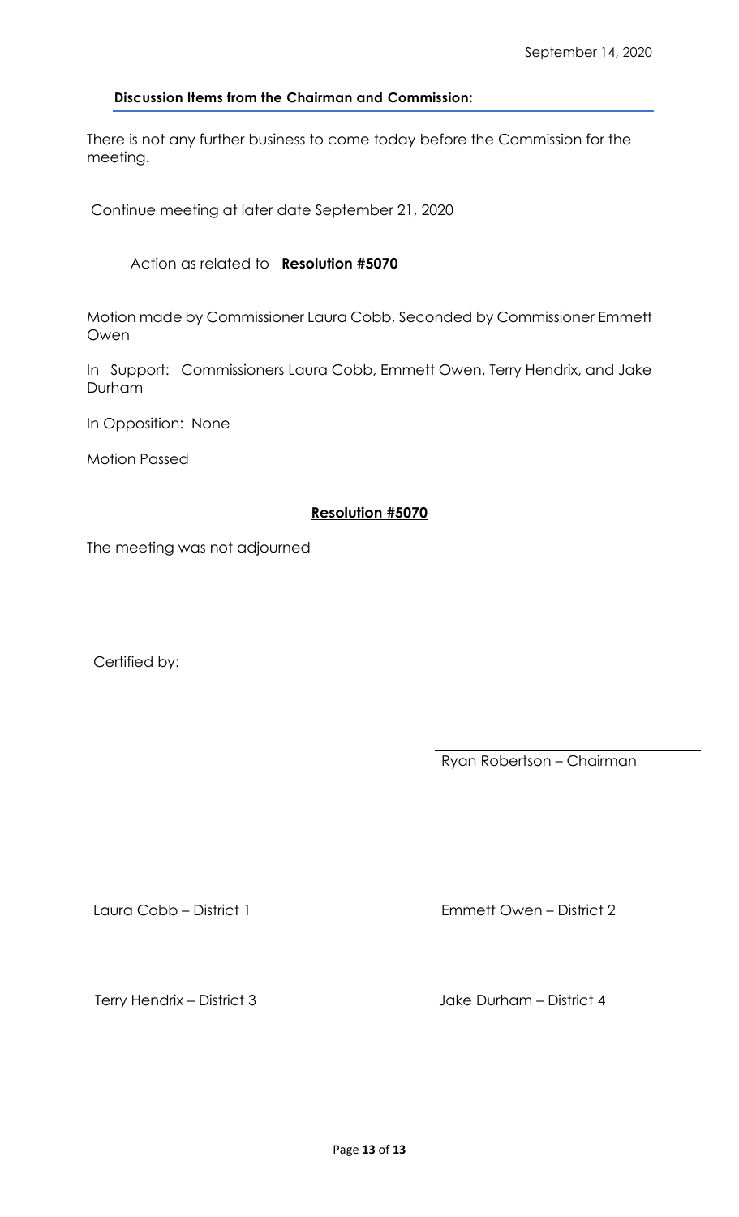September 14, 2020

**Discussion Items from the Chairman and Commission:**

There is not any further business to come today before the Commission for the meeting.

Continue meeting at later date September 21, 2020

Action as related to **Resolution #5070**

Motion made by Commissioner Laura Cobb, Seconded by Commissioner Emmett Owen

In Support: Commissioners Laura Cobb, Emmett Owen, Terry Hendrix, and Jake Durham

In Opposition: None

Motion Passed

**Resolution #5070**

The meeting was not adjourned

Certified by:

Ryan Robertson – Chairman

Laura Cobb – District 1

Emmett Owen – District 2

Terry Hendrix – District 3

Jake Durham – District 4